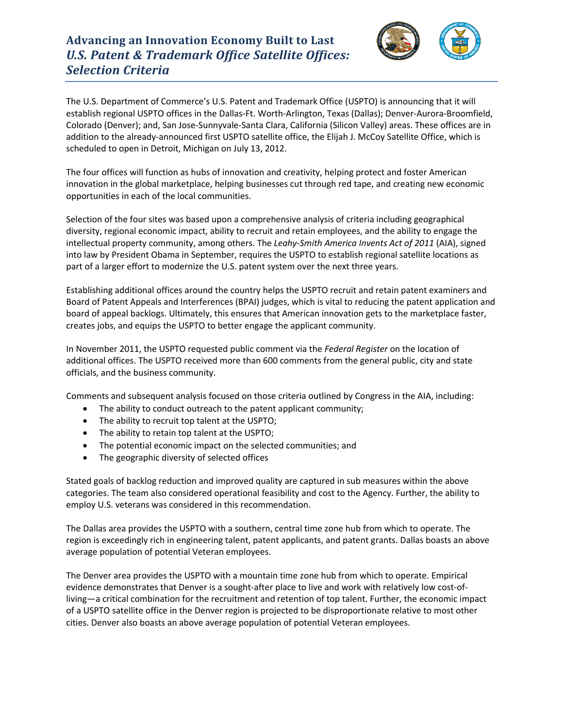# Advancing an Innovation Economy Built to Last
## *U.S. Patent & Trademark Office Satellite Offices: Selection Criteria*

The U.S. Department of Commerce's U.S. Patent and Trademark Office (USPTO) is announcing that it will establish regional USPTO offices in the Dallas-Ft. Worth-Arlington, Texas (Dallas); Denver-Aurora-Broomfield, Colorado (Denver); and, San Jose-Sunnyvale-Santa Clara, California (Silicon Valley) areas. These offices are in addition to the already-announced first USPTO satellite office, the Elijah J. McCoy Satellite Office, which is scheduled to open in Detroit, Michigan on July 13, 2012.

The four offices will function as hubs of innovation and creativity, helping protect and foster American innovation in the global marketplace, helping businesses cut through red tape, and creating new economic opportunities in each of the local communities.

Selection of the four sites was based upon a comprehensive analysis of criteria including geographical diversity, regional economic impact, ability to recruit and retain employees, and the ability to engage the intellectual property community, among others. The *Leahy-Smith America Invents Act of 2011* (AIA), signed into law by President Obama in September, requires the USPTO to establish regional satellite locations as part of a larger effort to modernize the U.S. patent system over the next three years.

Establishing additional offices around the country helps the USPTO recruit and retain patent examiners and Board of Patent Appeals and Interferences (BPAI) judges, which is vital to reducing the patent application and board of appeal backlogs. Ultimately, this ensures that American innovation gets to the marketplace faster, creates jobs, and equips the USPTO to better engage the applicant community.

In November 2011, the USPTO requested public comment via the *Federal Register* on the location of additional offices. The USPTO received more than 600 comments from the general public, city and state officials, and the business community.

Comments and subsequent analysis focused on those criteria outlined by Congress in the AIA, including:

- The ability to conduct outreach to the patent applicant community;
- The ability to recruit top talent at the USPTO;
- The ability to retain top talent at the USPTO;
- The potential economic impact on the selected communities; and
- The geographic diversity of selected offices

Stated goals of backlog reduction and improved quality are captured in sub measures within the above categories. The team also considered operational feasibility and cost to the Agency. Further, the ability to employ U.S. veterans was considered in this recommendation.

The Dallas area provides the USPTO with a southern, central time zone hub from which to operate. The region is exceedingly rich in engineering talent, patent applicants, and patent grants. Dallas boasts an above average population of potential Veteran employees.

The Denver area provides the USPTO with a mountain time zone hub from which to operate. Empirical evidence demonstrates that Denver is a sought-after place to live and work with relatively low cost-of-living—a critical combination for the recruitment and retention of top talent. Further, the economic impact of a USPTO satellite office in the Denver region is projected to be disproportionate relative to most other cities. Denver also boasts an above average population of potential Veteran employees.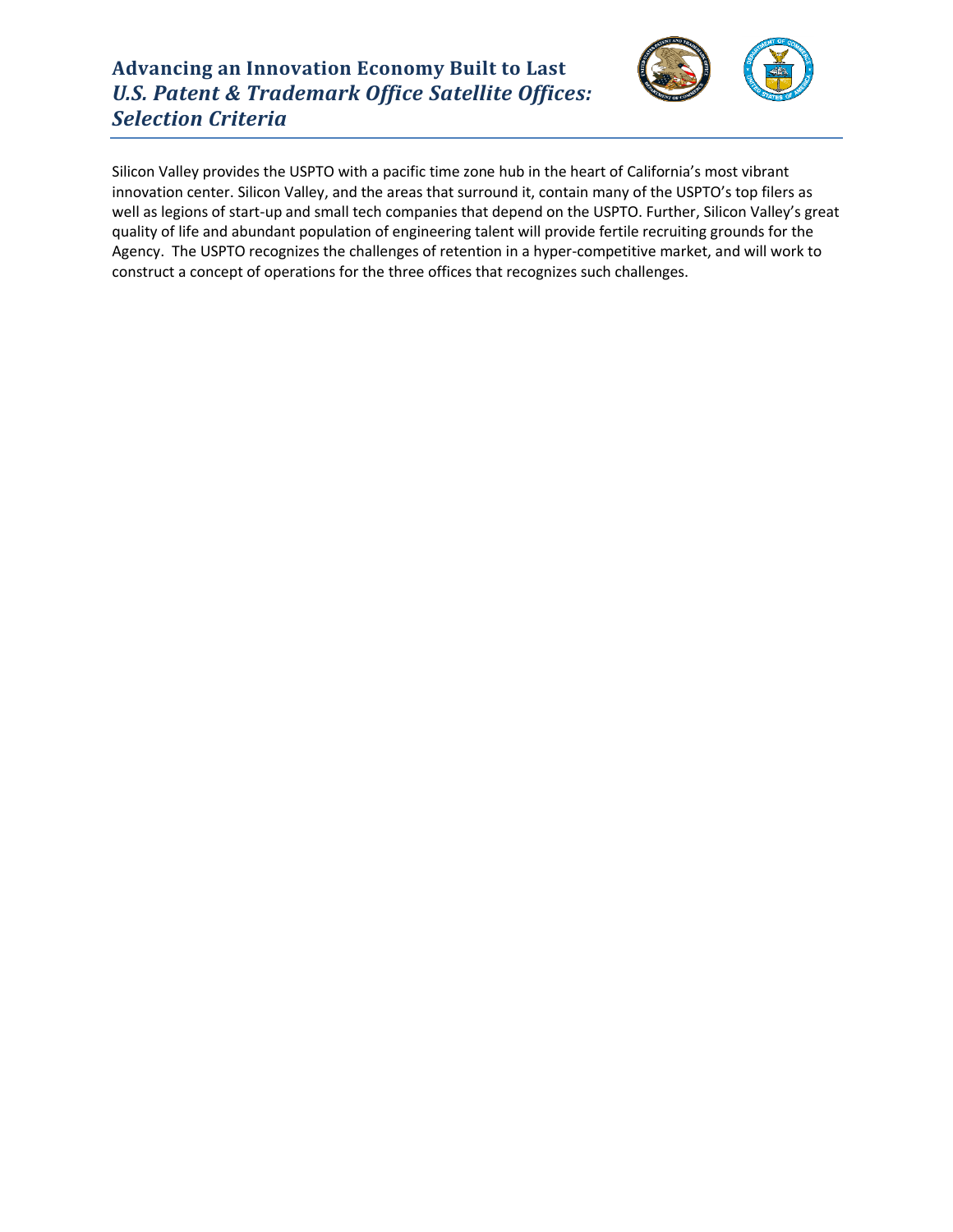Silicon Valley provides the USPTO with a pacific time zone hub in the heart of California's most vibrant innovation center. Silicon Valley, and the areas that surround it, contain many of the USPTO's top filers as well as legions of start-up and small tech companies that depend on the USPTO. Further, Silicon Valley's great quality of life and abundant population of engineering talent will provide fertile recruiting grounds for the Agency. The USPTO recognizes the challenges of retention in a hyper-competitive market, and will work to construct a concept of operations for the three offices that recognizes such challenges.